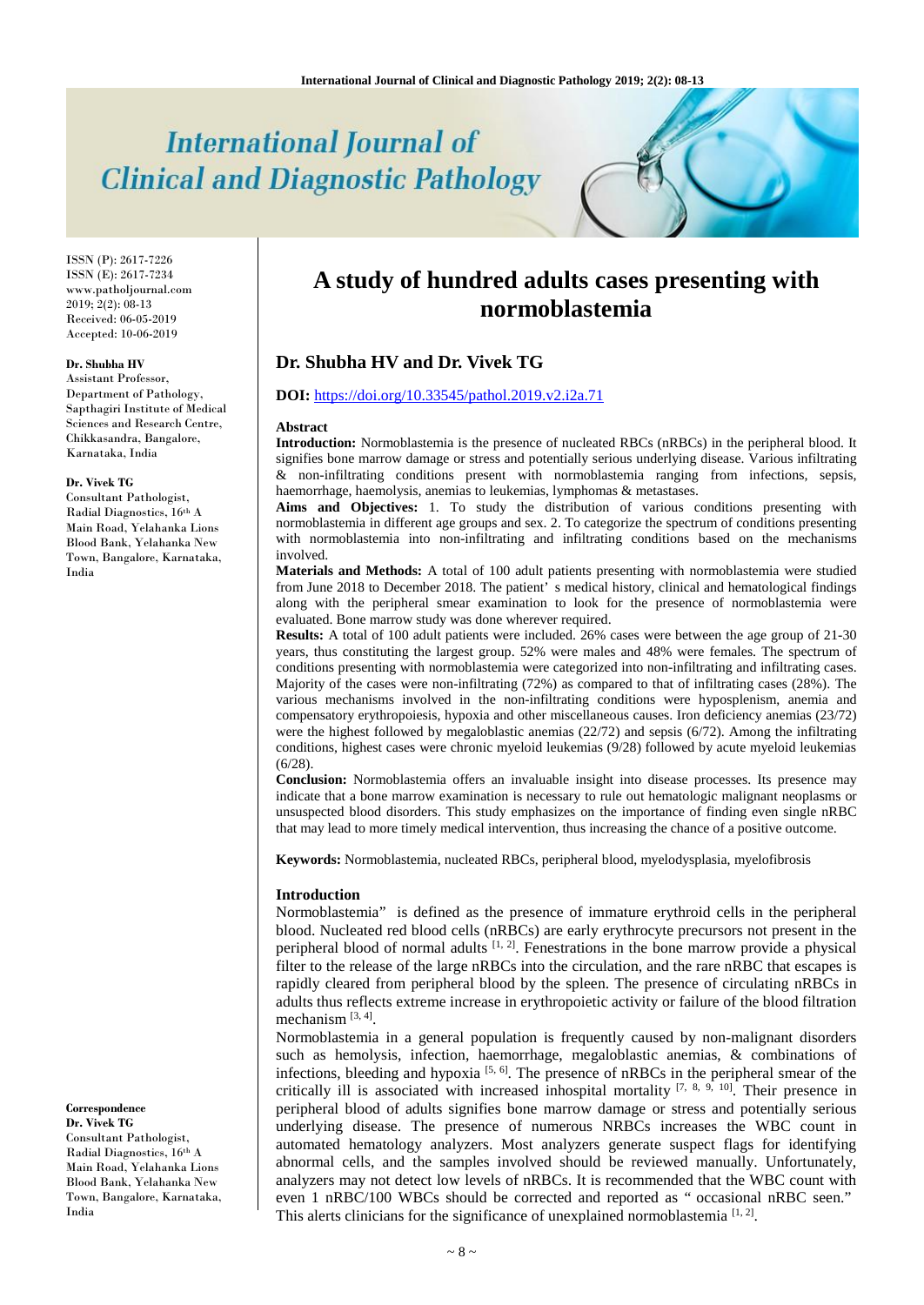# A study of hundred adults cases presenting with normoblastemia

ISSN (P): 2617-7226
ISSN (E): 2617-7234
www.patholjournal.com
2019; 2(2): 08-13
Received: 06-05-2019
Accepted: 10-06-2019

**Dr. Shubha HV**
Assistant Professor, Department of Pathology, Sapthagiri Institute of Medical Sciences and Research Centre, Chikkasandra, Bangalore, Karnataka, India

**Dr. Vivek TG**
Consultant Pathologist, Radial Diagnostics, 16th A Main Road, Yelahanka Lions Blood Bank, Yelahanka New Town, Bangalore, Karnataka, India

**Correspondence**
**Dr. Vivek TG**
Consultant Pathologist, Radial Diagnostics, 16th A Main Road, Yelahanka Lions Blood Bank, Yelahanka New Town, Bangalore, Karnataka, India

## Dr. Shubha HV and Dr. Vivek TG

**DOI:** https://doi.org/10.33545/pathol.2019.v2.i2a.71

### Abstract

**Introduction:** Normoblastemia is the presence of nucleated RBCs (nRBCs) in the peripheral blood. It signifies bone marrow damage or stress and potentially serious underlying disease. Various infiltrating & non-infiltrating conditions present with normoblastemia ranging from infections, sepsis, haemorrhage, haemolysis, anemias to leukemias, lymphomas & metastases.

**Aims and Objectives:** 1. To study the distribution of various conditions presenting with normoblastemia in different age groups and sex. 2. To categorize the spectrum of conditions presenting with normoblastemia into non-infiltrating and infiltrating conditions based on the mechanisms involved.

**Materials and Methods:** A total of 100 adult patients presenting with normoblastemia were studied from June 2018 to December 2018. The patient' s medical history, clinical and hematological findings along with the peripheral smear examination to look for the presence of normoblastemia were evaluated. Bone marrow study was done wherever required.

**Results:** A total of 100 adult patients were included. 26% cases were between the age group of 21-30 years, thus constituting the largest group. 52% were males and 48% were females. The spectrum of conditions presenting with normoblastemia were categorized into non-infiltrating and infiltrating cases. Majority of the cases were non-infiltrating (72%) as compared to that of infiltrating cases (28%). The various mechanisms involved in the non-infiltrating conditions were hyposplenism, anemia and compensatory erythropoiesis, hypoxia and other miscellaneous causes. Iron deficiency anemias (23/72) were the highest followed by megaloblastic anemias (22/72) and sepsis (6/72). Among the infiltrating conditions, highest cases were chronic myeloid leukemias (9/28) followed by acute myeloid leukemias (6/28).

**Conclusion:** Normoblastemia offers an invaluable insight into disease processes. Its presence may indicate that a bone marrow examination is necessary to rule out hematologic malignant neoplasms or unsuspected blood disorders. This study emphasizes on the importance of finding even single nRBC that may lead to more timely medical intervention, thus increasing the chance of a positive outcome.

**Keywords:** Normoblastemia, nucleated RBCs, peripheral blood, myelodysplasia, myelofibrosis

### Introduction

Normoblastemia" is defined as the presence of immature erythroid cells in the peripheral blood. Nucleated red blood cells (nRBCs) are early erythrocyte precursors not present in the peripheral blood of normal adults [1, 2]. Fenestrations in the bone marrow provide a physical filter to the release of the large nRBCs into the circulation, and the rare nRBC that escapes is rapidly cleared from peripheral blood by the spleen. The presence of circulating nRBCs in adults thus reflects extreme increase in erythropoietic activity or failure of the blood filtration mechanism [3, 4].

Normoblastemia in a general population is frequently caused by non-malignant disorders such as hemolysis, infection, haemorrhage, megaloblastic anemias, & combinations of infections, bleeding and hypoxia [5, 6]. The presence of nRBCs in the peripheral smear of the critically ill is associated with increased inhospital mortality [7, 8, 9, 10]. Their presence in peripheral blood of adults signifies bone marrow damage or stress and potentially serious underlying disease. The presence of numerous NRBCs increases the WBC count in automated hematology analyzers. Most analyzers generate suspect flags for identifying abnormal cells, and the samples involved should be reviewed manually. Unfortunately, analyzers may not detect low levels of nRBCs. It is recommended that the WBC count with even 1 nRBC/100 WBCs should be corrected and reported as " occasional nRBC seen." This alerts clinicians for the significance of unexplained normoblastemia [1, 2].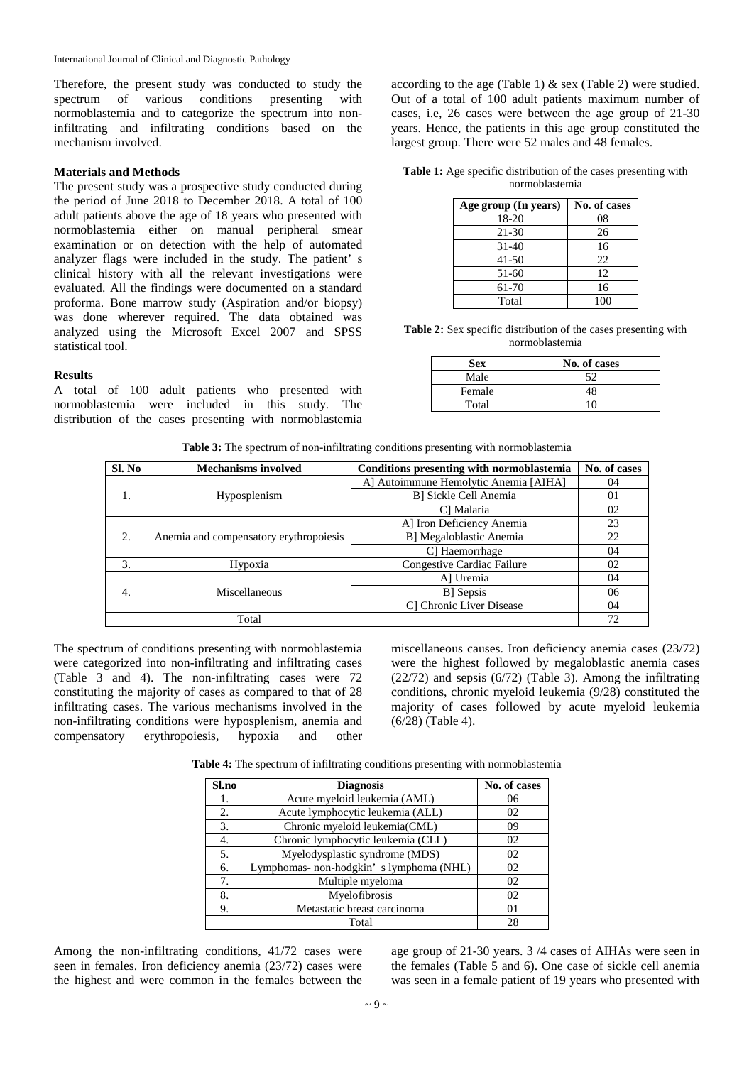Therefore, the present study was conducted to study the spectrum of various conditions presenting with normoblastemia and to categorize the spectrum into non-infiltrating and infiltrating conditions based on the mechanism involved.

### Materials and Methods

The present study was a prospective study conducted during the period of June 2018 to December 2018. A total of 100 adult patients above the age of 18 years who presented with normoblastemia either on manual peripheral smear examination or on detection with the help of automated analyzer flags were included in the study. The patient' s clinical history with all the relevant investigations were evaluated. All the findings were documented on a standard proforma. Bone marrow study (Aspiration and/or biopsy) was done wherever required. The data obtained was analyzed using the Microsoft Excel 2007 and SPSS statistical tool.

### Results

A total of 100 adult patients who presented with normoblastemia were included in this study. The distribution of the cases presenting with normoblastemia according to the age (Table 1) & sex (Table 2) were studied. Out of a total of 100 adult patients maximum number of cases, i.e, 26 cases were between the age group of 21-30 years. Hence, the patients in this age group constituted the largest group. There were 52 males and 48 females.

**Table 1:** Age specific distribution of the cases presenting with normoblastemia

| Age group (In years) | No. of cases |
|---|---|
| 18-20 | 08 |
| 21-30 | 26 |
| 31-40 | 16 |
| 41-50 | 22 |
| 51-60 | 12 |
| 61-70 | 16 |
| Total | 100 |

**Table 2:** Sex specific distribution of the cases presenting with normoblastemia

| Sex | No. of cases |
|---|---|
| Male | 52 |
| Female | 48 |
| Total | 10 |

**Table 3:** The spectrum of non-infiltrating conditions presenting with normoblastemia

| Sl. No | Mechanisms involved | Conditions presenting with normoblastemia | No. of cases |
|---|---|---|---|
| 1. | Hyposplenism | A] Autoimmune Hemolytic Anemia [AIHA] | 04 |
| | | B] Sickle Cell Anemia | 01 |
| | | C] Malaria | 02 |
| 2. | Anemia and compensatory erythropoiesis | A] Iron Deficiency Anemia | 23 |
| | | B] Megaloblastic Anemia | 22 |
| | | C] Haemorrhage | 04 |
| 3. | Hypoxia | Congestive Cardiac Failure | 02 |
| 4. | Miscellaneous | A] Uremia | 04 |
| | | B] Sepsis | 06 |
| | | C] Chronic Liver Disease | 04 |
| | Total | | 72 |

The spectrum of conditions presenting with normoblastemia were categorized into non-infiltrating and infiltrating cases (Table 3 and 4). The non-infiltrating cases were 72 constituting the majority of cases as compared to that of 28 infiltrating cases. The various mechanisms involved in the non-infiltrating conditions were hyposplenism, anemia and compensatory erythropoiesis, hypoxia and other miscellaneous causes. Iron deficiency anemia cases (23/72) were the highest followed by megaloblastic anemia cases (22/72) and sepsis (6/72) (Table 3). Among the infiltrating conditions, chronic myeloid leukemia (9/28) constituted the majority of cases followed by acute myeloid leukemia (6/28) (Table 4).

**Table 4:** The spectrum of infiltrating conditions presenting with normoblastemia

| Sl.no | Diagnosis | No. of cases |
|---|---|---|
| 1. | Acute myeloid leukemia (AML) | 06 |
| 2. | Acute lymphocytic leukemia (ALL) | 02 |
| 3. | Chronic myeloid leukemia(CML) | 09 |
| 4. | Chronic lymphocytic leukemia (CLL) | 02 |
| 5. | Myelodysplastic syndrome (MDS) | 02 |
| 6. | Lymphomas- non-hodgkin' s lymphoma (NHL) | 02 |
| 7. | Multiple myeloma | 02 |
| 8. | Myelofibrosis | 02 |
| 9. | Metastatic breast carcinoma | 01 |
| | Total | 28 |

Among the non-infiltrating conditions, 41/72 cases were seen in females. Iron deficiency anemia (23/72) cases were the highest and were common in the females between the age group of 21-30 years. 3 /4 cases of AIHAs were seen in the females (Table 5 and 6). One case of sickle cell anemia was seen in a female patient of 19 years who presented with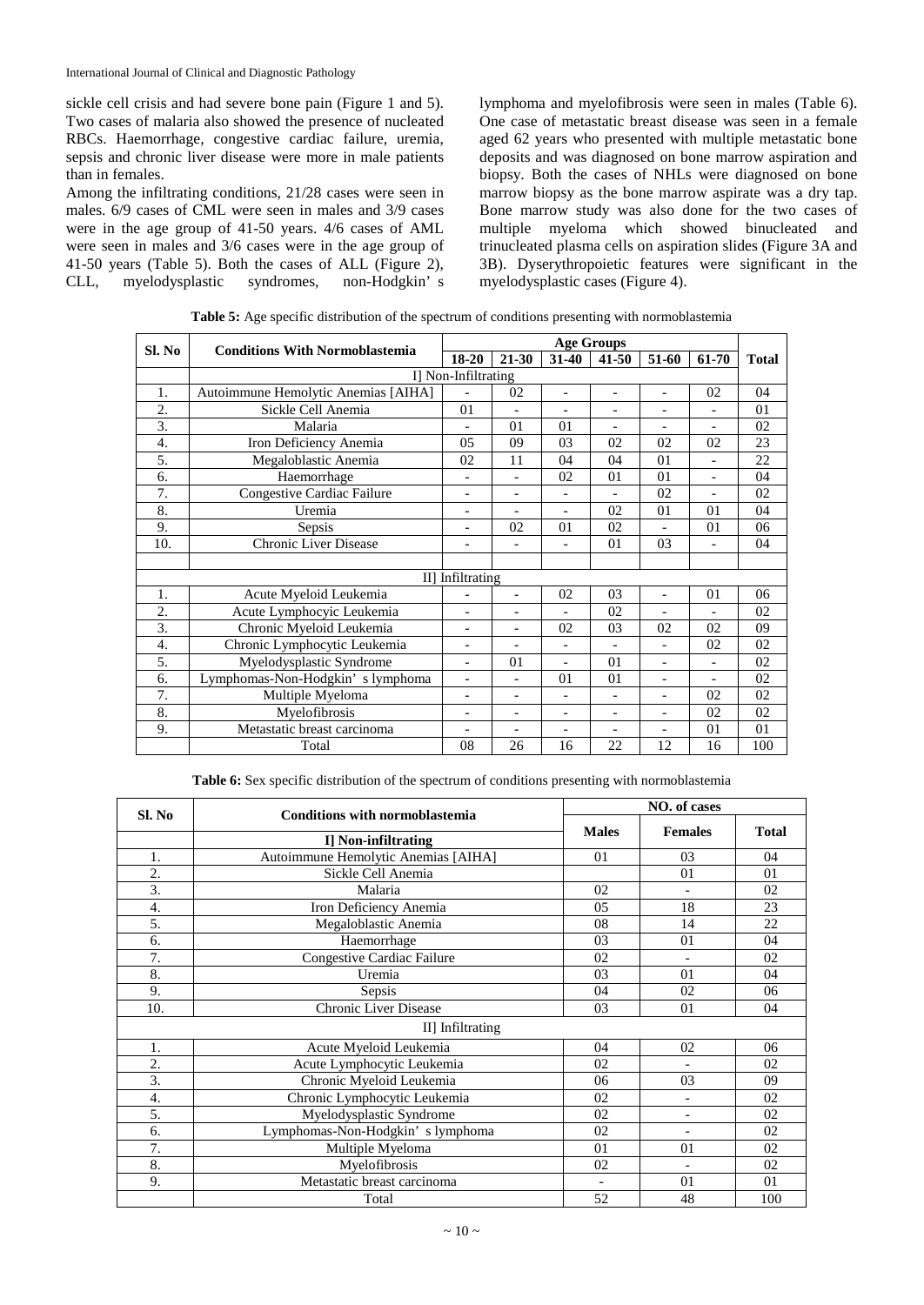sickle cell crisis and had severe bone pain (Figure 1 and 5). Two cases of malaria also showed the presence of nucleated RBCs. Haemorrhage, congestive cardiac failure, uremia, sepsis and chronic liver disease were more in male patients than in females.

Among the infiltrating conditions, 21/28 cases were seen in males. 6/9 cases of CML were seen in males and 3/9 cases were in the age group of 41-50 years. 4/6 cases of AML were seen in males and 3/6 cases were in the age group of 41-50 years (Table 5). Both the cases of ALL (Figure 2), CLL, myelodysplastic syndromes, non-Hodgkin' s lymphoma and myelofibrosis were seen in males (Table 6). One case of metastatic breast disease was seen in a female aged 62 years who presented with multiple metastatic bone deposits and was diagnosed on bone marrow aspiration and biopsy. Both the cases of NHLs were diagnosed on bone marrow biopsy as the bone marrow aspirate was a dry tap. Bone marrow study was also done for the two cases of multiple myeloma which showed binucleated and trinucleated plasma cells on aspiration slides (Figure 3A and 3B). Dyserythropoietic features were significant in the myelodysplastic cases (Figure 4).

**Table 5:** Age specific distribution of the spectrum of conditions presenting with normoblastemia

| Sl. No | Conditions With Normoblastemia | Age Groups | | | | | | Total |
|---|---|---|---|---|---|---|---|---|
| | | 18-20 | 21-30 | 31-40 | 41-50 | 51-60 | 61-70 | |
| | I] Non-Infiltrating | | | | | | | |
| 1. | Autoimmune Hemolytic Anemias [AIHA] | - | 02 | - | - | - | 02 | 04 |
| 2. | Sickle Cell Anemia | 01 | - | - | - | - | - | 01 |
| 3. | Malaria | - | 01 | 01 | - | - | - | 02 |
| 4. | Iron Deficiency Anemia | 05 | 09 | 03 | 02 | 02 | 02 | 23 |
| 5. | Megaloblastic Anemia | 02 | 11 | 04 | 04 | 01 | - | 22 |
| 6. | Haemorrhage | - | - | 02 | 01 | 01 | - | 04 |
| 7. | Congestive Cardiac Failure | - | - | - | - | 02 | - | 02 |
| 8. | Uremia | - | - | - | 02 | 01 | 01 | 04 |
| 9. | Sepsis | - | 02 | 01 | 02 | - | 01 | 06 |
| 10. | Chronic Liver Disease | - | - | - | 01 | 03 | - | 04 |
| | | | | | | | | |
| | II] Infiltrating | | | | | | | |
| 1. | Acute Myeloid Leukemia | - | - | 02 | 03 | - | 01 | 06 |
| 2. | Acute Lymphocyic Leukemia | - | - | - | 02 | - | - | 02 |
| 3. | Chronic Myeloid Leukemia | - | - | 02 | 03 | 02 | 02 | 09 |
| 4. | Chronic Lymphocytic Leukemia | - | - | - | - | - | 02 | 02 |
| 5. | Myelodysplastic Syndrome | - | 01 | - | 01 | - | - | 02 |
| 6. | Lymphomas-Non-Hodgkin' s lymphoma | - | - | 01 | 01 | - | - | 02 |
| 7. | Multiple Myeloma | - | - | - | - | - | 02 | 02 |
| 8. | Myelofibrosis | - | - | - | - | - | 02 | 02 |
| 9. | Metastatic breast carcinoma | - | - | - | - | - | 01 | 01 |
| | Total | 08 | 26 | 16 | 22 | 12 | 16 | 100 |

**Table 6:** Sex specific distribution of the spectrum of conditions presenting with normoblastemia

| Sl. No | Conditions with normoblastemia | NO. of cases | | |
|---|---|---|---|---|
| | **I] Non-infiltrating** | **Males** | **Females** | **Total** |
| 1. | Autoimmune Hemolytic Anemias [AIHA] | 01 | 03 | 04 |
| 2. | Sickle Cell Anemia | | 01 | 01 |
| 3. | Malaria | 02 | - | 02 |
| 4. | Iron Deficiency Anemia | 05 | 18 | 23 |
| 5. | Megaloblastic Anemia | 08 | 14 | 22 |
| 6. | Haemorrhage | 03 | 01 | 04 |
| 7. | Congestive Cardiac Failure | 02 | - | 02 |
| 8. | Uremia | 03 | 01 | 04 |
| 9. | Sepsis | 04 | 02 | 06 |
| 10. | Chronic Liver Disease | 03 | 01 | 04 |
| | II] Infiltrating | | | |
| 1. | Acute Myeloid Leukemia | 04 | 02 | 06 |
| 2. | Acute Lymphocytic Leukemia | 02 | - | 02 |
| 3. | Chronic Myeloid Leukemia | 06 | 03 | 09 |
| 4. | Chronic Lymphocytic Leukemia | 02 | - | 02 |
| 5. | Myelodysplastic Syndrome | 02 | - | 02 |
| 6. | Lymphomas-Non-Hodgkin' s lymphoma | 02 | - | 02 |
| 7. | Multiple Myeloma | 01 | 01 | 02 |
| 8. | Myelofibrosis | 02 | - | 02 |
| 9. | Metastatic breast carcinoma | - | 01 | 01 |
| | Total | 52 | 48 | 100 |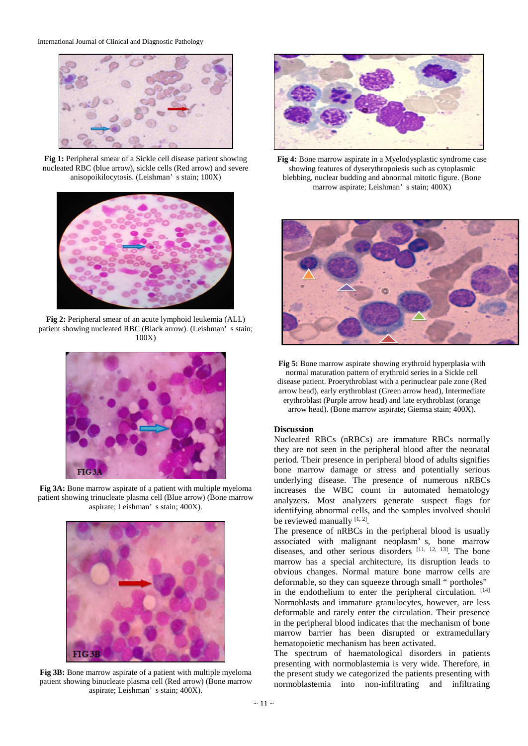**Fig 1:** Peripheral smear of a Sickle cell disease patient showing nucleated RBC (blue arrow), sickle cells (Red arrow) and severe anisopoikilocytosis. (Leishman' s stain; 100X)

**Fig 2:** Peripheral smear of an acute lymphoid leukemia (ALL) patient showing nucleated RBC (Black arrow). (Leishman' s stain; 100X)

**Fig 3A:** Bone marrow aspirate of a patient with multiple myeloma patient showing trinucleate plasma cell (Blue arrow) (Bone marrow aspirate; Leishman' s stain; 400X).

**Fig 3B:** Bone marrow aspirate of a patient with multiple myeloma patient showing binucleate plasma cell (Red arrow) (Bone marrow aspirate; Leishman' s stain; 400X).

**Fig 4:** Bone marrow aspirate in a Myelodysplastic syndrome case showing features of dyserythropoiesis such as cytoplasmic blebbing, nuclear budding and abnormal mitotic figure. (Bone marrow aspirate; Leishman' s stain; 400X)

**Fig 5:** Bone marrow aspirate showing erythroid hyperplasia with normal maturation pattern of erythroid series in a Sickle cell disease patient. Proerythroblast with a perinuclear pale zone (Red arrow head), early erythroblast (Green arrow head), Intermediate erythroblast (Purple arrow head) and late erythroblast (orange arrow head). (Bone marrow aspirate; Giemsa stain; 400X).

## Discussion

Nucleated RBCs (nRBCs) are immature RBCs normally they are not seen in the peripheral blood after the neonatal period. Their presence in peripheral blood of adults signifies bone marrow damage or stress and potentially serious underlying disease. The presence of numerous nRBCs increases the WBC count in automated hematology analyzers. Most analyzers generate suspect flags for identifying abnormal cells, and the samples involved should be reviewed manually [1, 2].

The presence of nRBCs in the peripheral blood is usually associated with malignant neoplasm' s, bone marrow diseases, and other serious disorders [11, 12, 13]. The bone marrow has a special architecture, its disruption leads to obvious changes. Normal mature bone marrow cells are deformable, so they can squeeze through small " portholes" in the endothelium to enter the peripheral circulation. [14] Normoblasts and immature granulocytes, however, are less deformable and rarely enter the circulation. Their presence in the peripheral blood indicates that the mechanism of bone marrow barrier has been disrupted or extramedullary hematopoietic mechanism has been activated.

The spectrum of haematological disorders in patients presenting with normoblastemia is very wide. Therefore, in the present study we categorized the patients presenting with normoblastemia into non-infiltrating and infiltrating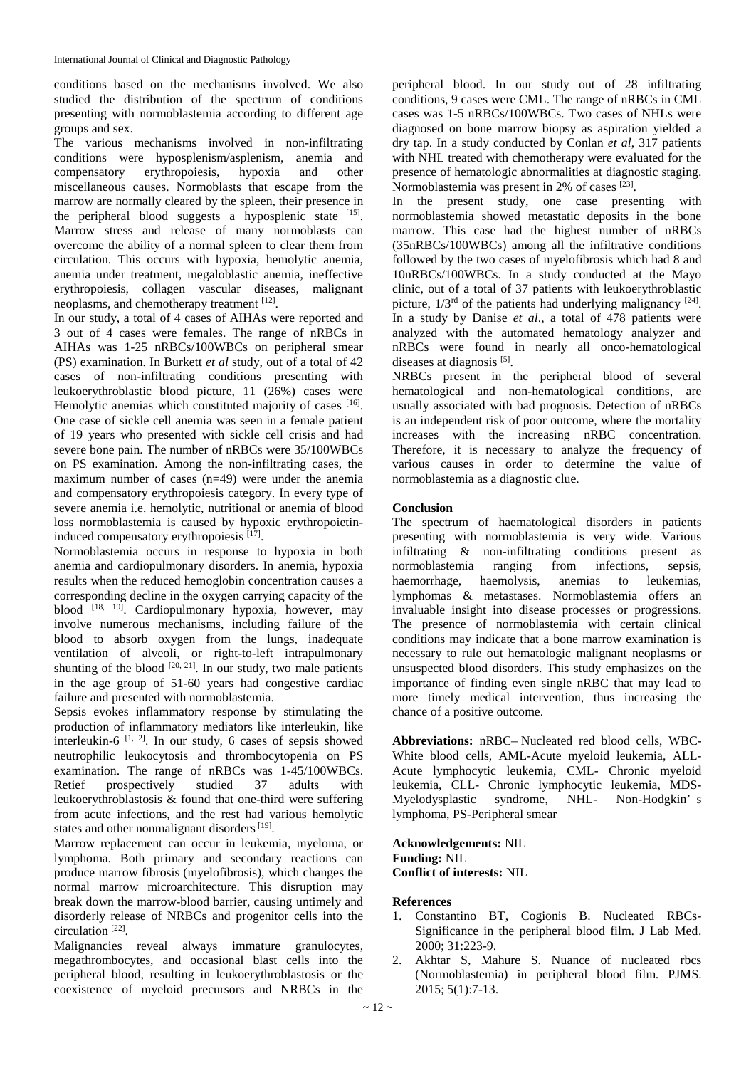conditions based on the mechanisms involved. We also studied the distribution of the spectrum of conditions presenting with normoblastemia according to different age groups and sex.

The various mechanisms involved in non-infiltrating conditions were hyposplenism/asplenism, anemia and compensatory erythropoiesis, hypoxia and other miscellaneous causes. Normoblasts that escape from the marrow are normally cleared by the spleen, their presence in the peripheral blood suggests a hyposplenic state [15]. Marrow stress and release of many normoblasts can overcome the ability of a normal spleen to clear them from circulation. This occurs with hypoxia, hemolytic anemia, anemia under treatment, megaloblastic anemia, ineffective erythropoiesis, collagen vascular diseases, malignant neoplasms, and chemotherapy treatment [12].

In our study, a total of 4 cases of AIHAs were reported and 3 out of 4 cases were females. The range of nRBCs in AIHAs was 1-25 nRBCs/100WBCs on peripheral smear (PS) examination. In Burkett *et al* study, out of a total of 42 cases of non-infiltrating conditions presenting with leukoerythroblastic blood picture, 11 (26%) cases were Hemolytic anemias which constituted majority of cases [16]. One case of sickle cell anemia was seen in a female patient of 19 years who presented with sickle cell crisis and had severe bone pain. The number of nRBCs were 35/100WBCs on PS examination. Among the non-infiltrating cases, the maximum number of cases (n=49) were under the anemia and compensatory erythropoiesis category. In every type of severe anemia i.e. hemolytic, nutritional or anemia of blood loss normoblastemia is caused by hypoxic erythropoietin-induced compensatory erythropoiesis [17].

Normoblastemia occurs in response to hypoxia in both anemia and cardiopulmonary disorders. In anemia, hypoxia results when the reduced hemoglobin concentration causes a corresponding decline in the oxygen carrying capacity of the blood [18, 19]. Cardiopulmonary hypoxia, however, may involve numerous mechanisms, including failure of the blood to absorb oxygen from the lungs, inadequate ventilation of alveoli, or right-to-left intrapulmonary shunting of the blood [20, 21]. In our study, two male patients in the age group of 51-60 years had congestive cardiac failure and presented with normoblastemia.

Sepsis evokes inflammatory response by stimulating the production of inflammatory mediators like interleukin, like interleukin-6 [1, 2]. In our study, 6 cases of sepsis showed neutrophilic leukocytosis and thrombocytopenia on PS examination. The range of nRBCs was 1-45/100WBCs. Retief prospectively studied 37 adults with leukoerythroblastosis & found that one-third were suffering from acute infections, and the rest had various hemolytic states and other nonmalignant disorders [19].

Marrow replacement can occur in leukemia, myeloma, or lymphoma. Both primary and secondary reactions can produce marrow fibrosis (myelofibrosis), which changes the normal marrow microarchitecture. This disruption may break down the marrow-blood barrier, causing untimely and disorderly release of NRBCs and progenitor cells into the circulation [22].

Malignancies reveal always immature granulocytes, megathrombocytes, and occasional blast cells into the peripheral blood, resulting in leukoerythroblastosis or the coexistence of myeloid precursors and NRBCs in the peripheral blood. In our study out of 28 infiltrating conditions, 9 cases were CML. The range of nRBCs in CML cases was 1-5 nRBCs/100WBCs. Two cases of NHLs were diagnosed on bone marrow biopsy as aspiration yielded a dry tap. In a study conducted by Conlan *et al*, 317 patients with NHL treated with chemotherapy were evaluated for the presence of hematologic abnormalities at diagnostic staging. Normoblastemia was present in 2% of cases [23].

In the present study, one case presenting with normoblastemia showed metastatic deposits in the bone marrow. This case had the highest number of nRBCs (35nRBCs/100WBCs) among all the infiltrative conditions followed by the two cases of myelofibrosis which had 8 and 10nRBCs/100WBCs. In a study conducted at the Mayo clinic, out of a total of 37 patients with leukoerythroblastic picture, 1/3rd of the patients had underlying malignancy [24]. In a study by Danise *et al*., a total of 478 patients were analyzed with the automated hematology analyzer and nRBCs were found in nearly all onco-hematological diseases at diagnosis [5].

NRBCs present in the peripheral blood of several hematological and non-hematological conditions, are usually associated with bad prognosis. Detection of nRBCs is an independent risk of poor outcome, where the mortality increases with the increasing nRBC concentration. Therefore, it is necessary to analyze the frequency of various causes in order to determine the value of normoblastemia as a diagnostic clue.

## Conclusion

The spectrum of haematological disorders in patients presenting with normoblastemia is very wide. Various infiltrating & non-infiltrating conditions present as normoblastemia ranging from infections, sepsis, haemorrhage, haemolysis, anemias to leukemias, lymphomas & metastases. Normoblastemia offers an invaluable insight into disease processes or progressions. The presence of normoblastemia with certain clinical conditions may indicate that a bone marrow examination is necessary to rule out hematologic malignant neoplasms or unsuspected blood disorders. This study emphasizes on the importance of finding even single nRBC that may lead to more timely medical intervention, thus increasing the chance of a positive outcome.

**Abbreviations:** nRBC– Nucleated red blood cells, WBC-White blood cells, AML-Acute myeloid leukemia, ALL-Acute lymphocytic leukemia, CML- Chronic myeloid leukemia, CLL- Chronic lymphocytic leukemia, MDS-Myelodysplastic syndrome, NHL- Non-Hodgkin' s lymphoma, PS-Peripheral smear

**Acknowledgements:** NIL
**Funding:** NIL
**Conflict of interests:** NIL

## References

1. Constantino BT, Cogionis B. Nucleated RBCs-Significance in the peripheral blood film. J Lab Med. 2000; 31:223-9.
2. Akhtar S, Mahure S. Nuance of nucleated rbcs (Normoblastemia) in peripheral blood film. PJMS. 2015; 5(1):7-13.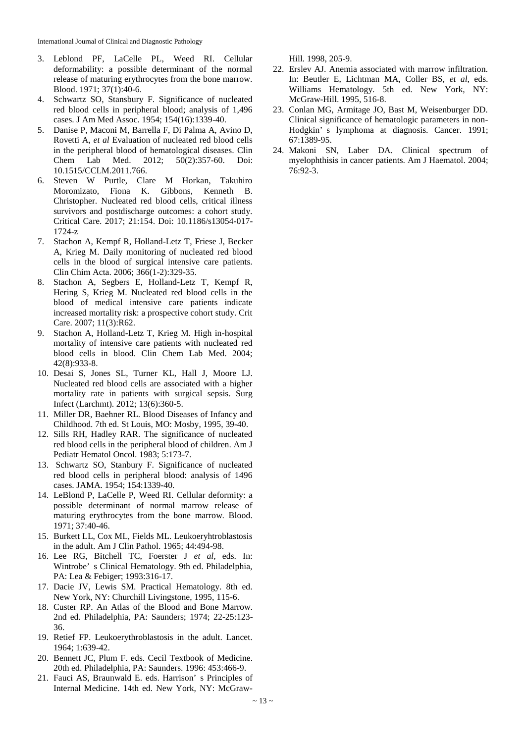3. Leblond PF, LaCelle PL, Weed RI. Cellular deformability: a possible determinant of the normal release of maturing erythrocytes from the bone marrow. Blood. 1971; 37(1):40-6.
4. Schwartz SO, Stansbury F. Significance of nucleated red blood cells in peripheral blood; analysis of 1,496 cases. J Am Med Assoc. 1954; 154(16):1339-40.
5. Danise P, Maconi M, Barrella F, Di Palma A, Avino D, Rovetti A, *et al* Evaluation of nucleated red blood cells in the peripheral blood of hematological diseases. Clin Chem Lab Med. 2012; 50(2):357-60. Doi: 10.1515/CCLM.2011.766.
6. Steven W Purtle, Clare M Horkan, Takuhiro Moromizato, Fiona K. Gibbons, Kenneth B. Christopher. Nucleated red blood cells, critical illness survivors and postdischarge outcomes: a cohort study. Critical Care. 2017; 21:154. Doi: 10.1186/s13054-017-1724-z
7. Stachon A, Kempf R, Holland-Letz T, Friese J, Becker A, Krieg M. Daily monitoring of nucleated red blood cells in the blood of surgical intensive care patients. Clin Chim Acta. 2006; 366(1-2):329-35.
8. Stachon A, Segbers E, Holland-Letz T, Kempf R, Hering S, Krieg M. Nucleated red blood cells in the blood of medical intensive care patients indicate increased mortality risk: a prospective cohort study. Crit Care. 2007; 11(3):R62.
9. Stachon A, Holland-Letz T, Krieg M. High in-hospital mortality of intensive care patients with nucleated red blood cells in blood. Clin Chem Lab Med. 2004; 42(8):933-8.
10. Desai S, Jones SL, Turner KL, Hall J, Moore LJ. Nucleated red blood cells are associated with a higher mortality rate in patients with surgical sepsis. Surg Infect (Larchmt). 2012; 13(6):360-5.
11. Miller DR, Baehner RL. Blood Diseases of Infancy and Childhood. 7th ed. St Louis, MO: Mosby, 1995, 39-40.
12. Sills RH, Hadley RAR. The significance of nucleated red blood cells in the peripheral blood of children. Am J Pediatr Hematol Oncol. 1983; 5:173-7.
13. Schwartz SO, Stanbury F. Significance of nucleated red blood cells in peripheral blood: analysis of 1496 cases. JAMA. 1954; 154:1339-40.
14. LeBlond P, LaCelle P, Weed RI. Cellular deformity: a possible determinant of normal marrow release of maturing erythrocytes from the bone marrow. Blood. 1971; 37:40-46.
15. Burkett LL, Cox ML, Fields ML. Leukoeryhtroblastosis in the adult. Am J Clin Pathol. 1965; 44:494-98.
16. Lee RG, Bitchell TC, Foerster J *et al*, eds. In: Wintrobe' s Clinical Hematology. 9th ed. Philadelphia, PA: Lea & Febiger; 1993:316-17.
17. Dacie JV, Lewis SM. Practical Hematology. 8th ed. New York, NY: Churchill Livingstone, 1995, 115-6.
18. Custer RP. An Atlas of the Blood and Bone Marrow. 2nd ed. Philadelphia, PA: Saunders; 1974; 22-25:123-36.
19. Retief FP. Leukoerythroblastosis in the adult. Lancet. 1964; 1:639-42.
20. Bennett JC, Plum F. eds. Cecil Textbook of Medicine. 20th ed. Philadelphia, PA: Saunders. 1996: 453:466-9.
21. Fauci AS, Braunwald E. eds. Harrison' s Principles of Internal Medicine. 14th ed. New York, NY: McGraw-Hill. 1998, 205-9.
22. Erslev AJ. Anemia associated with marrow infiltration. In: Beutler E, Lichtman MA, Coller BS, *et al*, eds. Williams Hematology. 5th ed. New York, NY: McGraw-Hill. 1995, 516-8.
23. Conlan MG, Armitage JO, Bast M, Weisenburger DD. Clinical significance of hematologic parameters in non-Hodgkin' s lymphoma at diagnosis. Cancer. 1991; 67:1389-95.
24. Makoni SN, Laber DA. Clinical spectrum of myelophthisis in cancer patients. Am J Haematol. 2004; 76:92-3.